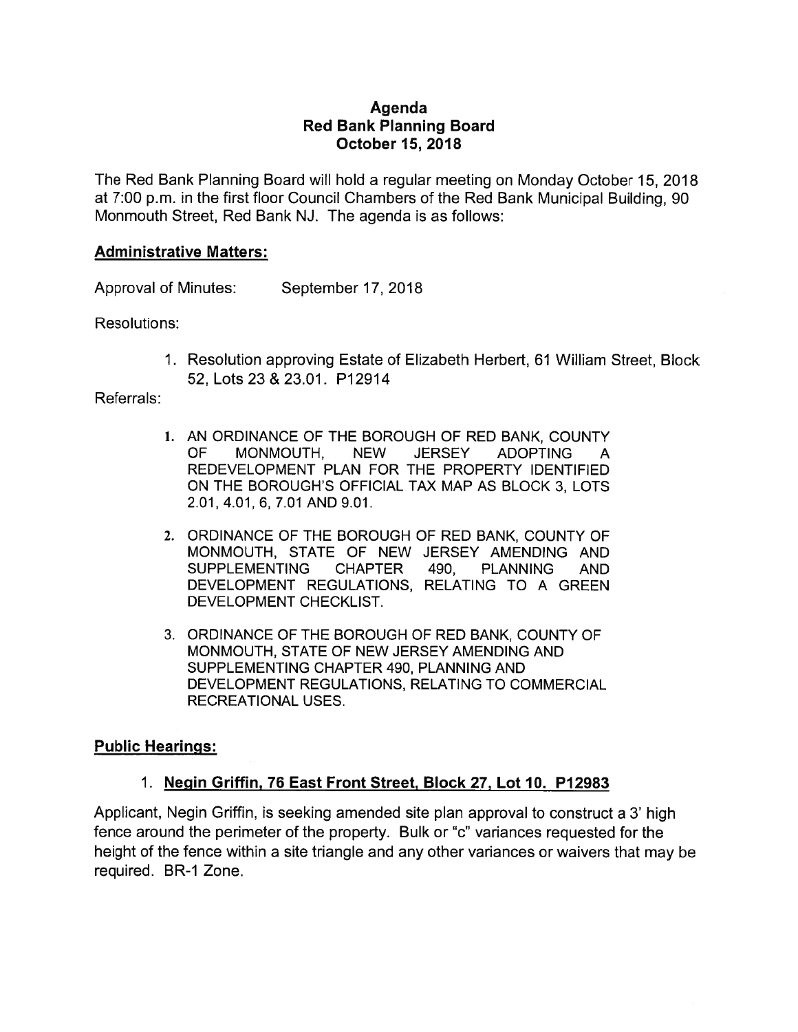# Agenda
## Red Bank Planning Board
## October 15, 2018

The Red Bank Planning Board will hold a regular meeting on Monday October 15, 2018 at 7:00 p.m. in the first floor Council Chambers of the Red Bank Municipal Building, 90 Monmouth Street, Red Bank NJ. The agenda is as follows:

### Administrative Matters:

Approval of Minutes: September 17, 2018

Resolutions:

1. Resolution approving Estate of Elizabeth Herbert, 61 William Street, Block 52, Lots 23 & 23.01. P12914

Referrals:

1. AN ORDINANCE OF THE BOROUGH OF RED BANK, COUNTY OF MONMOUTH, NEW JERSEY ADOPTING A REDEVELOPMENT PLAN FOR THE PROPERTY IDENTIFIED ON THE BOROUGH'S OFFICIAL TAX MAP AS BLOCK 3, LOTS 2.01, 4.01, 6, 7.01 AND 9.01.

2. ORDINANCE OF THE BOROUGH OF RED BANK, COUNTY OF MONMOUTH, STATE OF NEW JERSEY AMENDING AND SUPPLEMENTING CHAPTER 490, PLANNING AND DEVELOPMENT REGULATIONS, RELATING TO A GREEN DEVELOPMENT CHECKLIST.

3. ORDINANCE OF THE BOROUGH OF RED BANK, COUNTY OF MONMOUTH, STATE OF NEW JERSEY AMENDING AND SUPPLEMENTING CHAPTER 490, PLANNING AND DEVELOPMENT REGULATIONS, RELATING TO COMMERCIAL RECREATIONAL USES.

### Public Hearings:

1. **Negin Griffin, 76 East Front Street, Block 27, Lot 10. P12983**

Applicant, Negin Griffin, is seeking amended site plan approval to construct a 3' high fence around the perimeter of the property. Bulk or "c" variances requested for the height of the fence within a site triangle and any other variances or waivers that may be required. BR-1 Zone.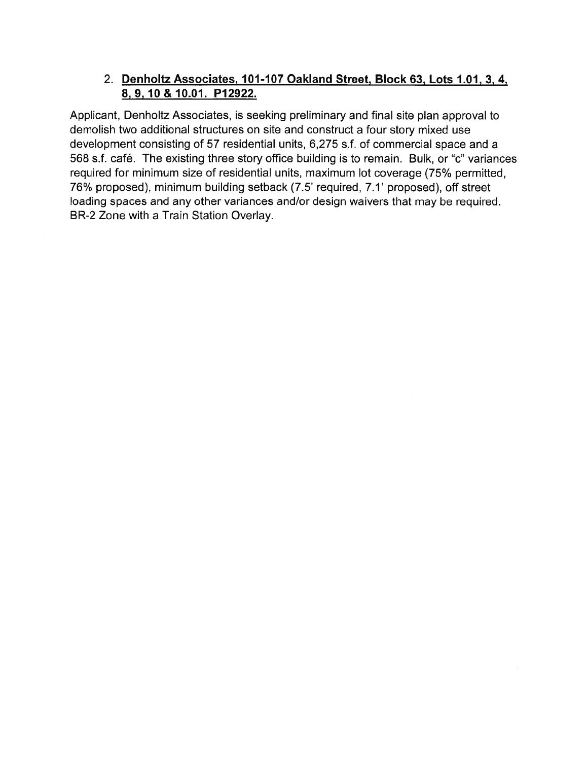2. **Denholtz Associates, 101-107 Oakland Street, Block 63, Lots 1.01, 3, 4, 8, 9, 10 & 10.01. P12922.**

Applicant, Denholtz Associates, is seeking preliminary and final site plan approval to demolish two additional structures on site and construct a four story mixed use development consisting of 57 residential units, 6,275 s.f. of commercial space and a 568 s.f. café. The existing three story office building is to remain. Bulk, or "c" variances required for minimum size of residential units, maximum lot coverage (75% permitted, 76% proposed), minimum building setback (7.5' required, 7.1' proposed), off street loading spaces and any other variances and/or design waivers that may be required. BR-2 Zone with a Train Station Overlay.